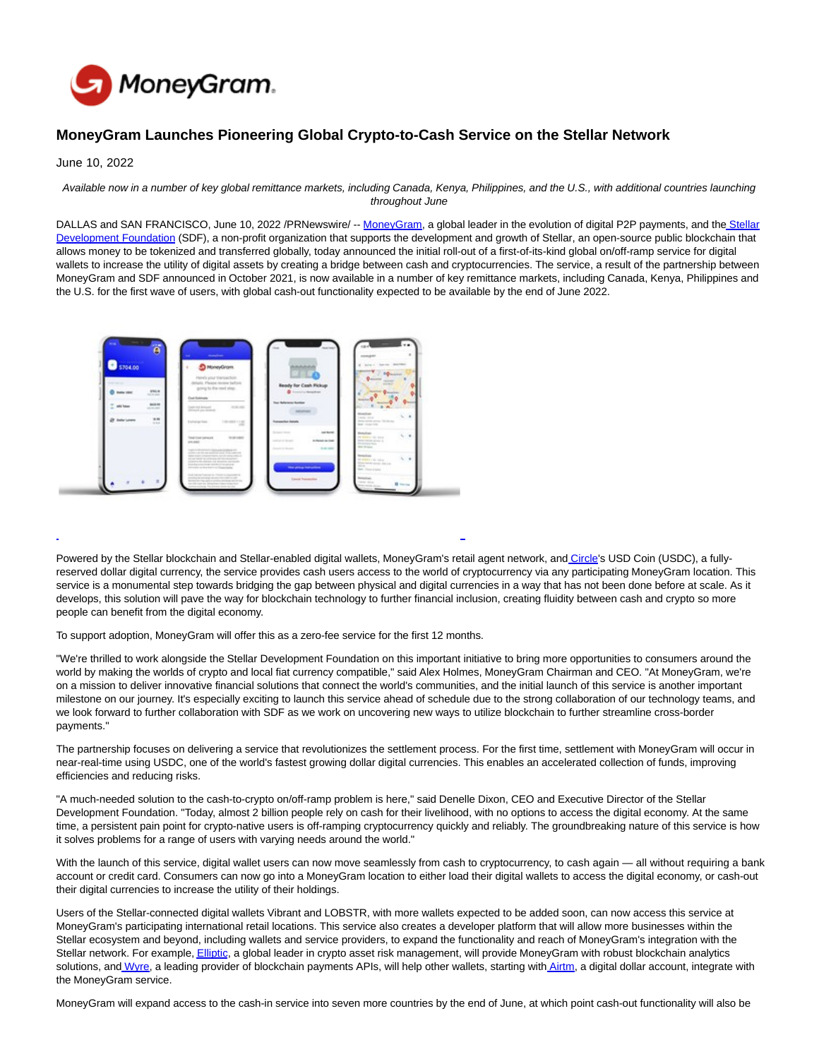# MoneyGram Launches Pioneering Global Crypto-to-Cash Service on the Stellar Network

June 10, 2022

*Available now in a number of key global remittance markets, including Canada, Kenya, Philippines, and the U.S., with additional countries launching throughout June*

DALLAS and SAN FRANCISCO, June 10, 2022 /PRNewswire/ -- MoneyGram, a global leader in the evolution of digital P2P payments, and the Stellar Development Foundation (SDF), a non-profit organization that supports the development and growth of Stellar, an open-source public blockchain that allows money to be tokenized and transferred globally, today announced the initial roll-out of a first-of-its-kind global on/off-ramp service for digital wallets to increase the utility of digital assets by creating a bridge between cash and cryptocurrencies. The service, a result of the partnership between MoneyGram and SDF announced in October 2021, is now available in a number of key remittance markets, including Canada, Kenya, Philippines and the U.S. for the first wave of users, with global cash-out functionality expected to be available by the end of June 2022.

Powered by the Stellar blockchain and Stellar-enabled digital wallets, MoneyGram's retail agent network, and Circle's USD Coin (USDC), a fully-reserved dollar digital currency, the service provides cash users access to the world of cryptocurrency via any participating MoneyGram location. This service is a monumental step towards bridging the gap between physical and digital currencies in a way that has not been done before at scale. As it develops, this solution will pave the way for blockchain technology to further financial inclusion, creating fluidity between cash and crypto so more people can benefit from the digital economy.

To support adoption, MoneyGram will offer this as a zero-fee service for the first 12 months.

"We're thrilled to work alongside the Stellar Development Foundation on this important initiative to bring more opportunities to consumers around the world by making the worlds of crypto and local fiat currency compatible," said Alex Holmes, MoneyGram Chairman and CEO. "At MoneyGram, we're on a mission to deliver innovative financial solutions that connect the world's communities, and the initial launch of this service is another important milestone on our journey. It's especially exciting to launch this service ahead of schedule due to the strong collaboration of our technology teams, and we look forward to further collaboration with SDF as we work on uncovering new ways to utilize blockchain to further streamline cross-border payments."

The partnership focuses on delivering a service that revolutionizes the settlement process. For the first time, settlement with MoneyGram will occur in near-real-time using USDC, one of the world's fastest growing dollar digital currencies. This enables an accelerated collection of funds, improving efficiencies and reducing risks.

"A much-needed solution to the cash-to-crypto on/off-ramp problem is here," said Denelle Dixon, CEO and Executive Director of the Stellar Development Foundation. "Today, almost 2 billion people rely on cash for their livelihood, with no options to access the digital economy. At the same time, a persistent pain point for crypto-native users is off-ramping cryptocurrency quickly and reliably. The groundbreaking nature of this service is how it solves problems for a range of users with varying needs around the world."

With the launch of this service, digital wallet users can now move seamlessly from cash to cryptocurrency, to cash again — all without requiring a bank account or credit card. Consumers can now go into a MoneyGram location to either load their digital wallets to access the digital economy, or cash-out their digital currencies to increase the utility of their holdings.

Users of the Stellar-connected digital wallets Vibrant and LOBSTR, with more wallets expected to be added soon, can now access this service at MoneyGram's participating international retail locations. This service also creates a developer platform that will allow more businesses within the Stellar ecosystem and beyond, including wallets and service providers, to expand the functionality and reach of MoneyGram's integration with the Stellar network. For example, Elliptic, a global leader in crypto asset risk management, will provide MoneyGram with robust blockchain analytics solutions, and Wyre, a leading provider of blockchain payments APIs, will help other wallets, starting with Airtm, a digital dollar account, integrate with the MoneyGram service.

MoneyGram will expand access to the cash-in service into seven more countries by the end of June, at which point cash-out functionality will also be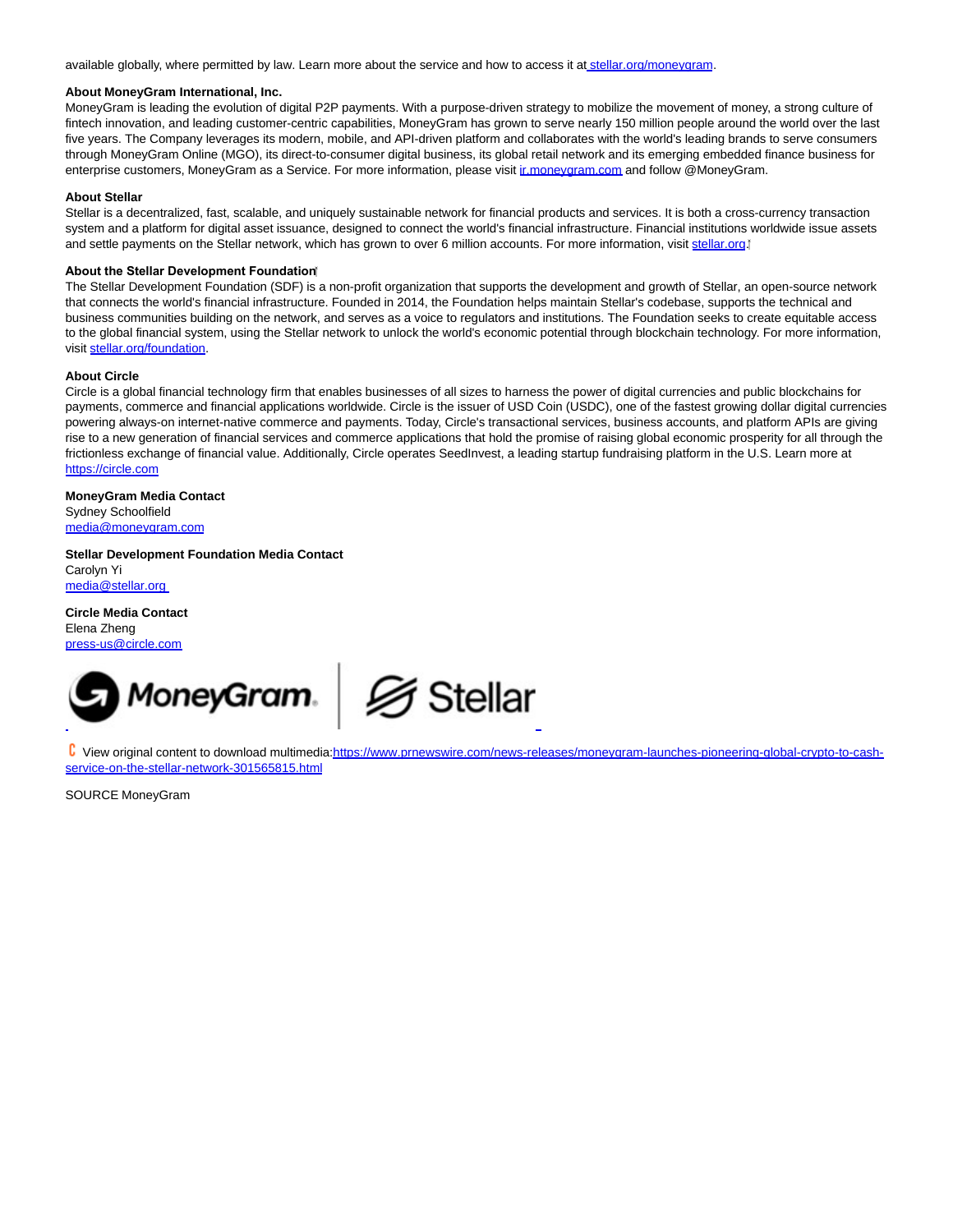available globally, where permitted by law. Learn more about the service and how to access it at stellar.org/moneygram.

**About MoneyGram International, Inc.**
MoneyGram is leading the evolution of digital P2P payments. With a purpose-driven strategy to mobilize the movement of money, a strong culture of fintech innovation, and leading customer-centric capabilities, MoneyGram has grown to serve nearly 150 million people around the world over the last five years. The Company leverages its modern, mobile, and API-driven platform and collaborates with the world's leading brands to serve consumers through MoneyGram Online (MGO), its direct-to-consumer digital business, its global retail network and its emerging embedded finance business for enterprise customers, MoneyGram as a Service. For more information, please visit ir.moneygram.com and follow @MoneyGram.

**About Stellar**
Stellar is a decentralized, fast, scalable, and uniquely sustainable network for financial products and services. It is both a cross-currency transaction system and a platform for digital asset issuance, designed to connect the world's financial infrastructure. Financial institutions worldwide issue assets and settle payments on the Stellar network, which has grown to over 6 million accounts. For more information, visit stellar.org.

**About the Stellar Development Foundation**
The Stellar Development Foundation (SDF) is a non-profit organization that supports the development and growth of Stellar, an open-source network that connects the world's financial infrastructure. Founded in 2014, the Foundation helps maintain Stellar's codebase, supports the technical and business communities building on the network, and serves as a voice to regulators and institutions. The Foundation seeks to create equitable access to the global financial system, using the Stellar network to unlock the world's economic potential through blockchain technology. For more information, visit stellar.org/foundation.

**About Circle**
Circle is a global financial technology firm that enables businesses of all sizes to harness the power of digital currencies and public blockchains for payments, commerce and financial applications worldwide. Circle is the issuer of USD Coin (USDC), one of the fastest growing dollar digital currencies powering always-on internet-native commerce and payments. Today, Circle's transactional services, business accounts, and platform APIs are giving rise to a new generation of financial services and commerce applications that hold the promise of raising global economic prosperity for all through the frictionless exchange of financial value. Additionally, Circle operates SeedInvest, a leading startup fundraising platform in the U.S. Learn more at https://circle.com

**MoneyGram Media Contact**
Sydney Schoolfield
media@moneygram.com

**Stellar Development Foundation Media Contact**
Carolyn Yi
media@stellar.org

**Circle Media Contact**
Elena Zheng
press-us@circle.com

MoneyGram. | Stellar

View original content to download multimedia:https://www.prnewswire.com/news-releases/moneygram-launches-pioneering-global-crypto-to-cash-service-on-the-stellar-network-301565815.html

SOURCE MoneyGram